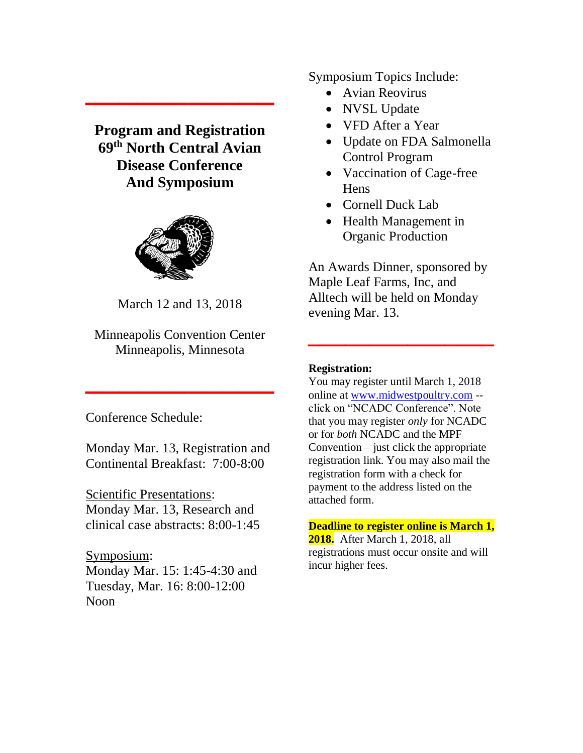# Program and Registration
# 69th North Central Avian Disease Conference And Symposium

March 12 and 13, 2018

Minneapolis Convention Center
Minneapolis, Minnesota

Conference Schedule:

Monday Mar. 13, Registration and Continental Breakfast: 7:00-8:00

Scientific Presentations:
Monday Mar. 13, Research and clinical case abstracts: 8:00-1:45

Symposium:
Monday Mar. 15: 1:45-4:30 and Tuesday, Mar. 16: 8:00-12:00 Noon

Symposium Topics Include:

- Avian Reovirus
- NVSL Update
- VFD After a Year
- Update on FDA Salmonella Control Program
- Vaccination of Cage-free Hens
- Cornell Duck Lab
- Health Management in Organic Production

An Awards Dinner, sponsored by Maple Leaf Farms, Inc, and Alltech will be held on Monday evening Mar. 13.

**Registration:**
You may register until March 1, 2018 online at www.midwestpoultry.com -- click on "NCADC Conference". Note that you may register *only* for NCADC or for *both* NCADC and the MPF Convention – just click the appropriate registration link. You may also mail the registration form with a check for payment to the address listed on the attached form.

**Deadline to register online is March 1, 2018.** After March 1, 2018, all registrations must occur onsite and will incur higher fees.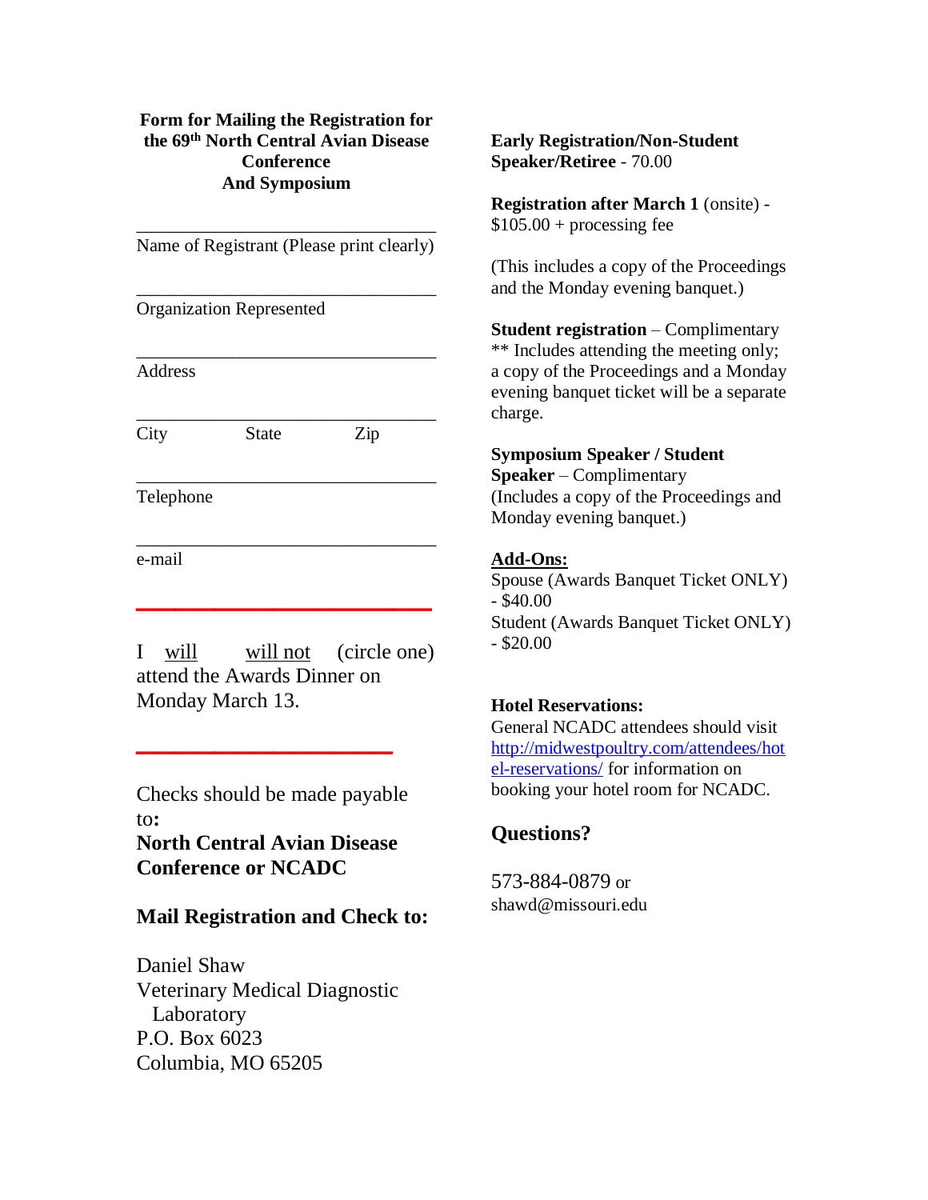**Form for Mailing the Registration for the 69th North Central Avian Disease Conference And Symposium**

\_\_\_\_\_\_\_\_\_\_\_\_\_\_\_\_\_\_\_\_\_\_\_\_\_\_\_\_\_\_\_\_\_\_
Name of Registrant (Please print clearly)

\_\_\_\_\_\_\_\_\_\_\_\_\_\_\_\_\_\_\_\_\_\_\_\_\_\_\_\_\_\_\_\_\_\_
Organization Represented

\_\_\_\_\_\_\_\_\_\_\_\_\_\_\_\_\_\_\_\_\_\_\_\_\_\_\_\_\_\_\_\_\_\_
Address

\_\_\_\_\_\_\_\_\_\_\_\_\_\_\_\_\_\_\_\_\_\_\_\_\_\_\_\_\_\_\_\_\_\_
City State Zip

\_\_\_\_\_\_\_\_\_\_\_\_\_\_\_\_\_\_\_\_\_\_\_\_\_\_\_\_\_\_\_\_\_\_
Telephone

\_\_\_\_\_\_\_\_\_\_\_\_\_\_\_\_\_\_\_\_\_\_\_\_\_\_\_\_\_\_\_\_\_\_
e-mail

I will will not (circle one) attend the Awards Dinner on Monday March 13.

Checks should be made payable to:
**North Central Avian Disease Conference or NCADC**

**Mail Registration and Check to:**

Daniel Shaw
Veterinary Medical Diagnostic Laboratory
P.O. Box 6023
Columbia, MO 65205

**Early Registration/Non-Student Speaker/Retiree** - 70.00

**Registration after March 1** (onsite) - $105.00 + processing fee

(This includes a copy of the Proceedings and the Monday evening banquet.)

**Student registration** – Complimentary
** Includes attending the meeting only; a copy of the Proceedings and a Monday evening banquet ticket will be a separate charge.

**Symposium Speaker / Student Speaker** – Complimentary
(Includes a copy of the Proceedings and Monday evening banquet.)

**Add-Ons:**
Spouse (Awards Banquet Ticket ONLY) - $40.00
Student (Awards Banquet Ticket ONLY) - $20.00

**Hotel Reservations:**
General NCADC attendees should visit http://midwestpoultry.com/attendees/hotel-reservations/ for information on booking your hotel room for NCADC.

**Questions?**

573-884-0879 or
shawd@missouri.edu